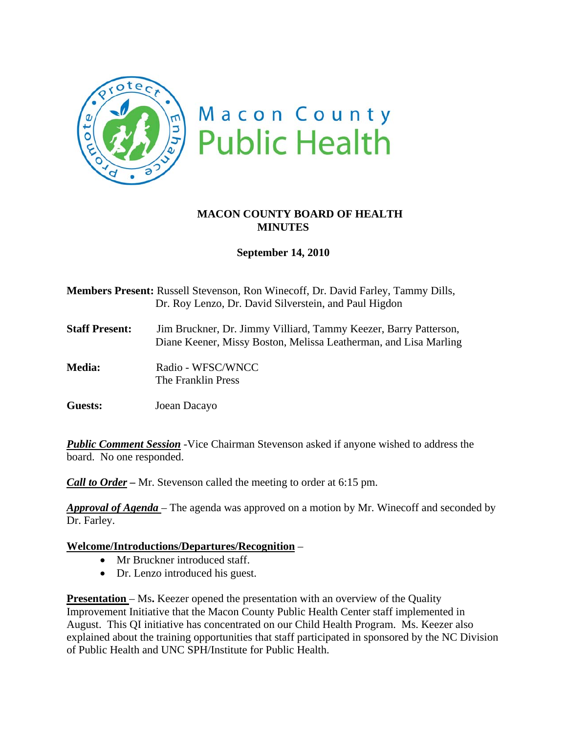Macon County Public Health

# MACON COUNTY BOARD OF HEALTH MINUTES

**September 14, 2010**

**Members Present:** Russell Stevenson, Ron Winecoff, Dr. David Farley, Tammy Dills, Dr. Roy Lenzo, Dr. David Silverstein, and Paul Higdon

**Staff Present:** Jim Bruckner, Dr. Jimmy Villiard, Tammy Keezer, Barry Patterson, Diane Keener, Missy Boston, Melissa Leatherman, and Lisa Marling

**Media:** Radio - WFSC/WNCC
The Franklin Press

**Guests:** Joean Dacayo

***Public Comment Session*** -Vice Chairman Stevenson asked if anyone wished to address the board. No one responded.

***Call to Order*** **–** Mr. Stevenson called the meeting to order at 6:15 pm.

***Approval of Agenda*** – The agenda was approved on a motion by Mr. Winecoff and seconded by Dr. Farley.

**Welcome/Introductions/Departures/Recognition** –

- Mr Bruckner introduced staff.
- Dr. Lenzo introduced his guest.

**Presentation** – Ms**.** Keezer opened the presentation with an overview of the Quality Improvement Initiative that the Macon County Public Health Center staff implemented in August. This QI initiative has concentrated on our Child Health Program. Ms. Keezer also explained about the training opportunities that staff participated in sponsored by the NC Division of Public Health and UNC SPH/Institute for Public Health.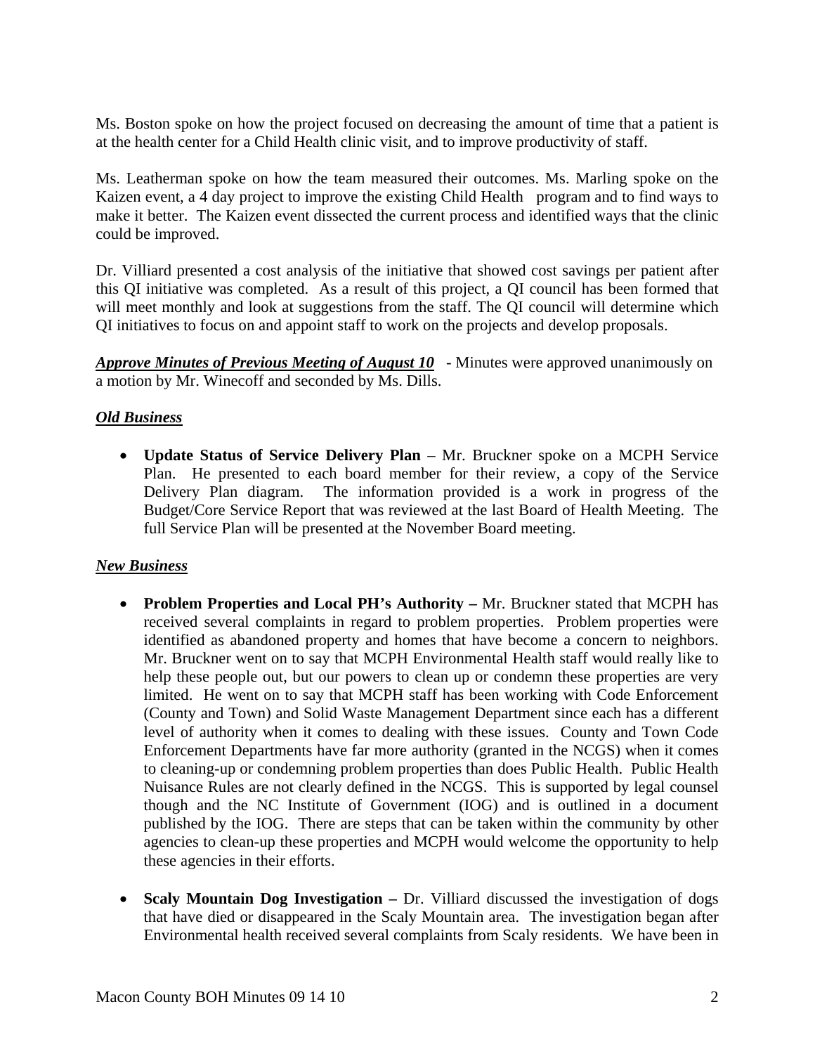Ms. Boston spoke on how the project focused on decreasing the amount of time that a patient is at the health center for a Child Health clinic visit, and to improve productivity of staff.

Ms. Leatherman spoke on how the team measured their outcomes. Ms. Marling spoke on the Kaizen event, a 4 day project to improve the existing Child Health program and to find ways to make it better. The Kaizen event dissected the current process and identified ways that the clinic could be improved.

Dr. Villiard presented a cost analysis of the initiative that showed cost savings per patient after this QI initiative was completed. As a result of this project, a QI council has been formed that will meet monthly and look at suggestions from the staff. The QI council will determine which QI initiatives to focus on and appoint staff to work on the projects and develop proposals.

***Approve Minutes of Previous Meeting of August 10*** - Minutes were approved unanimously on a motion by Mr. Winecoff and seconded by Ms. Dills.

***Old Business***

- **Update Status of Service Delivery Plan** – Mr. Bruckner spoke on a MCPH Service Plan. He presented to each board member for their review, a copy of the Service Delivery Plan diagram. The information provided is a work in progress of the Budget/Core Service Report that was reviewed at the last Board of Health Meeting. The full Service Plan will be presented at the November Board meeting.

***New Business***

- **Problem Properties and Local PH's Authority –** Mr. Bruckner stated that MCPH has received several complaints in regard to problem properties. Problem properties were identified as abandoned property and homes that have become a concern to neighbors. Mr. Bruckner went on to say that MCPH Environmental Health staff would really like to help these people out, but our powers to clean up or condemn these properties are very limited. He went on to say that MCPH staff has been working with Code Enforcement (County and Town) and Solid Waste Management Department since each has a different level of authority when it comes to dealing with these issues. County and Town Code Enforcement Departments have far more authority (granted in the NCGS) when it comes to cleaning-up or condemning problem properties than does Public Health. Public Health Nuisance Rules are not clearly defined in the NCGS. This is supported by legal counsel though and the NC Institute of Government (IOG) and is outlined in a document published by the IOG. There are steps that can be taken within the community by other agencies to clean-up these properties and MCPH would welcome the opportunity to help these agencies in their efforts.

- **Scaly Mountain Dog Investigation –** Dr. Villiard discussed the investigation of dogs that have died or disappeared in the Scaly Mountain area. The investigation began after Environmental health received several complaints from Scaly residents. We have been in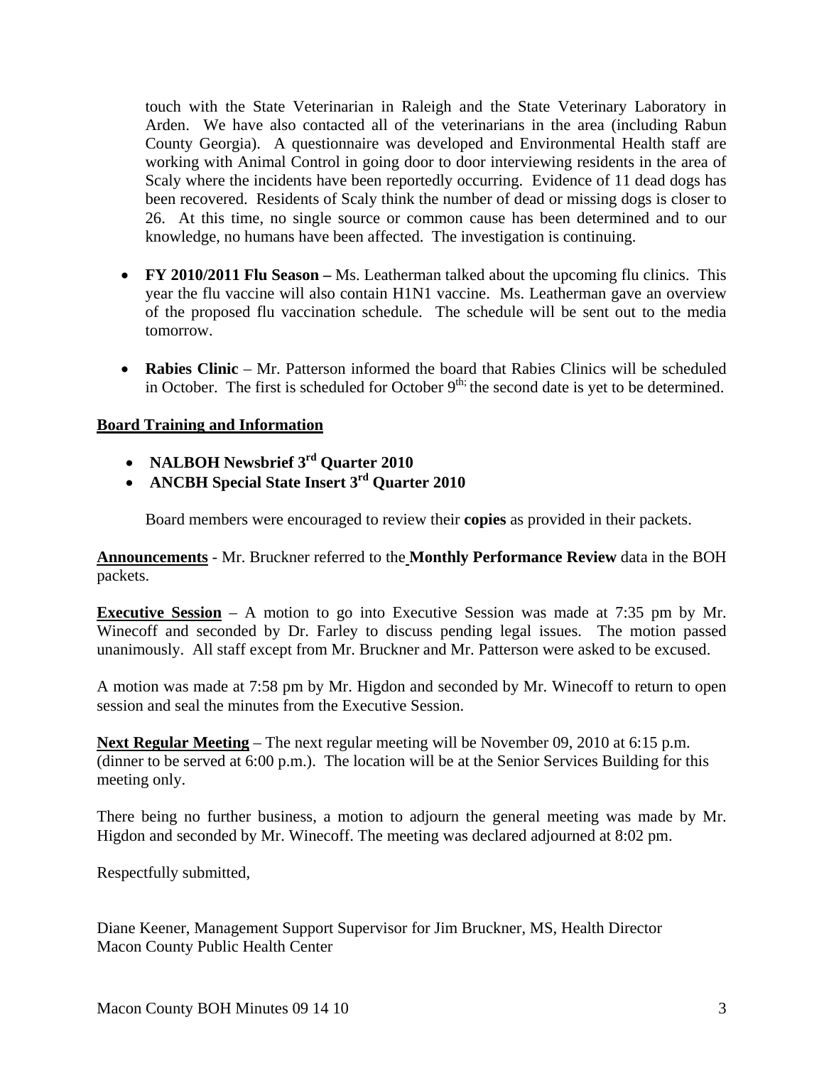touch with the State Veterinarian in Raleigh and the State Veterinary Laboratory in Arden. We have also contacted all of the veterinarians in the area (including Rabun County Georgia). A questionnaire was developed and Environmental Health staff are working with Animal Control in going door to door interviewing residents in the area of Scaly where the incidents have been reportedly occurring. Evidence of 11 dead dogs has been recovered. Residents of Scaly think the number of dead or missing dogs is closer to 26. At this time, no single source or common cause has been determined and to our knowledge, no humans have been affected. The investigation is continuing.

- **FY 2010/2011 Flu Season –** Ms. Leatherman talked about the upcoming flu clinics. This year the flu vaccine will also contain H1N1 vaccine. Ms. Leatherman gave an overview of the proposed flu vaccination schedule. The schedule will be sent out to the media tomorrow.

- **Rabies Clinic** – Mr. Patterson informed the board that Rabies Clinics will be scheduled in October. The first is scheduled for October 9th; the second date is yet to be determined.

**<u>Board Training and Information</u>**

- **NALBOH Newsbrief 3rd Quarter 2010**
- **ANCBH Special State Insert 3rd Quarter 2010**

Board members were encouraged to review their **copies** as provided in their packets.

**<u>Announcements</u>** - Mr. Bruckner referred to the **Monthly Performance Review** data in the BOH packets.

**<u>Executive Session</u>** – A motion to go into Executive Session was made at 7:35 pm by Mr. Winecoff and seconded by Dr. Farley to discuss pending legal issues. The motion passed unanimously. All staff except from Mr. Bruckner and Mr. Patterson were asked to be excused.

A motion was made at 7:58 pm by Mr. Higdon and seconded by Mr. Winecoff to return to open session and seal the minutes from the Executive Session.

**<u>Next Regular Meeting</u>** – The next regular meeting will be November 09, 2010 at 6:15 p.m. (dinner to be served at 6:00 p.m.). The location will be at the Senior Services Building for this meeting only.

There being no further business, a motion to adjourn the general meeting was made by Mr. Higdon and seconded by Mr. Winecoff. The meeting was declared adjourned at 8:02 pm.

Respectfully submitted,

Diane Keener, Management Support Supervisor for Jim Bruckner, MS, Health Director
Macon County Public Health Center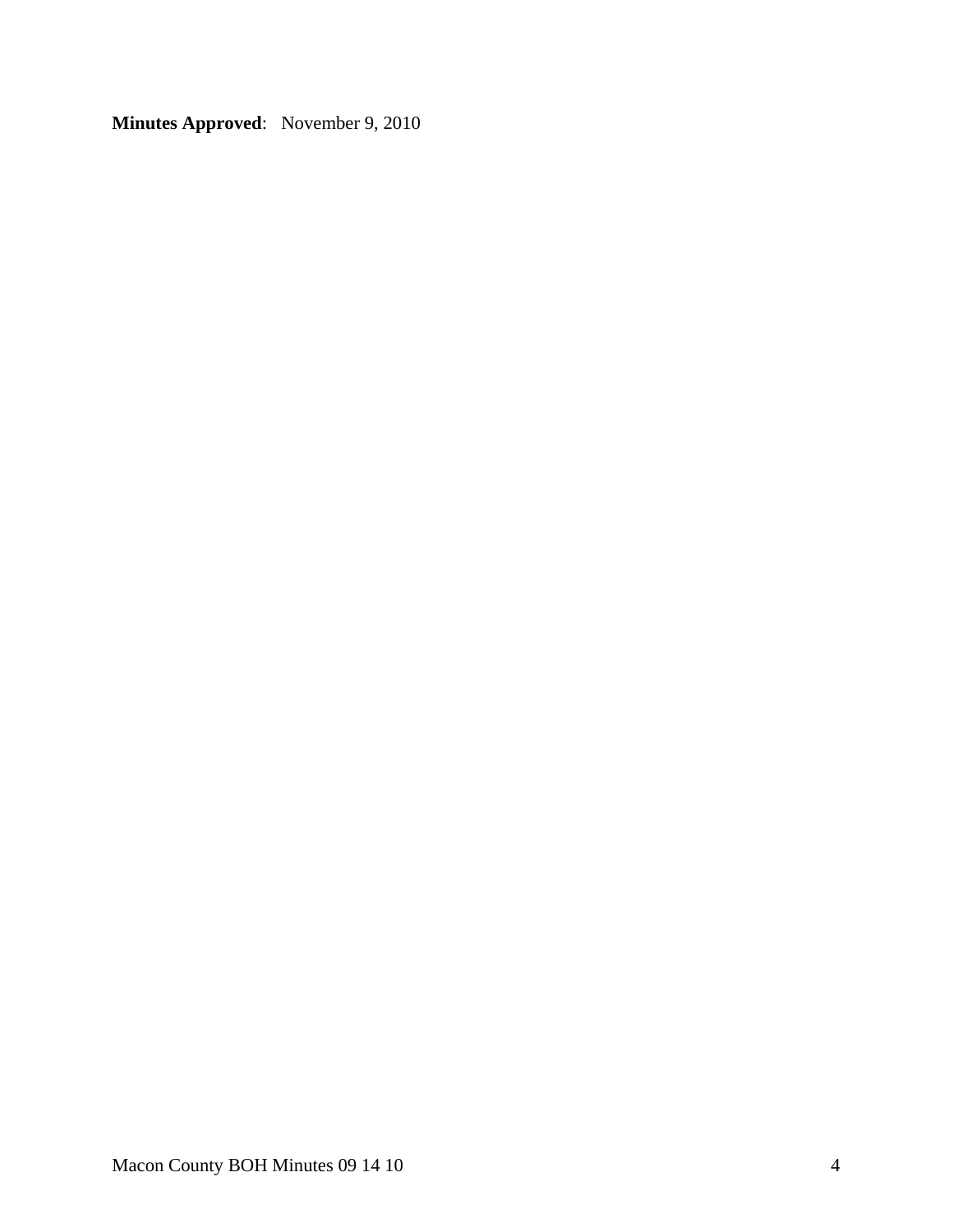**Minutes Approved**: November 9, 2010